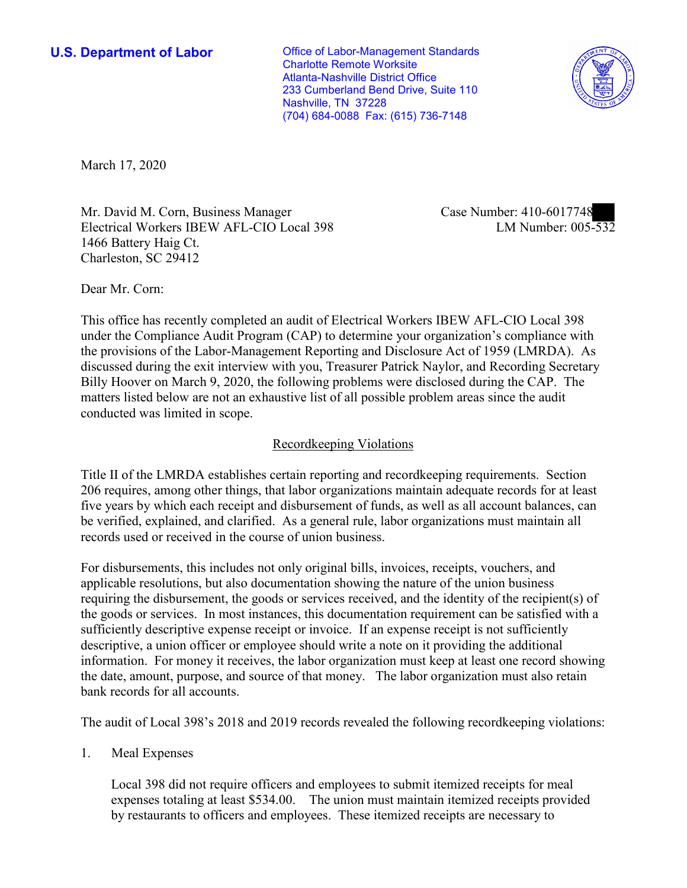**U.S. Department of Labor**

Office of Labor-Management Standards
Charlotte Remote Worksite
Atlanta-Nashville District Office
233 Cumberland Bend Drive, Suite 110
Nashville, TN 37228
(704) 684-0088 Fax: (615) 736-7148

March 17, 2020

Mr. David M. Corn, Business Manager
Electrical Workers IBEW AFL-CIO Local 398
1466 Battery Haig Ct.
Charleston, SC 29412

Case Number: 410-6017748
LM Number: 005-532

Dear Mr. Corn:

This office has recently completed an audit of Electrical Workers IBEW AFL-CIO Local 398 under the Compliance Audit Program (CAP) to determine your organization's compliance with the provisions of the Labor-Management Reporting and Disclosure Act of 1959 (LMRDA). As discussed during the exit interview with you, Treasurer Patrick Naylor, and Recording Secretary Billy Hoover on March 9, 2020, the following problems were disclosed during the CAP. The matters listed below are not an exhaustive list of all possible problem areas since the audit conducted was limited in scope.

## Recordkeeping Violations

Title II of the LMRDA establishes certain reporting and recordkeeping requirements. Section 206 requires, among other things, that labor organizations maintain adequate records for at least five years by which each receipt and disbursement of funds, as well as all account balances, can be verified, explained, and clarified. As a general rule, labor organizations must maintain all records used or received in the course of union business.

For disbursements, this includes not only original bills, invoices, receipts, vouchers, and applicable resolutions, but also documentation showing the nature of the union business requiring the disbursement, the goods or services received, and the identity of the recipient(s) of the goods or services. In most instances, this documentation requirement can be satisfied with a sufficiently descriptive expense receipt or invoice. If an expense receipt is not sufficiently descriptive, a union officer or employee should write a note on it providing the additional information. For money it receives, the labor organization must keep at least one record showing the date, amount, purpose, and source of that money. The labor organization must also retain bank records for all accounts.

The audit of Local 398's 2018 and 2019 records revealed the following recordkeeping violations:

1. Meal Expenses

   Local 398 did not require officers and employees to submit itemized receipts for meal expenses totaling at least $534.00. The union must maintain itemized receipts provided by restaurants to officers and employees. These itemized receipts are necessary to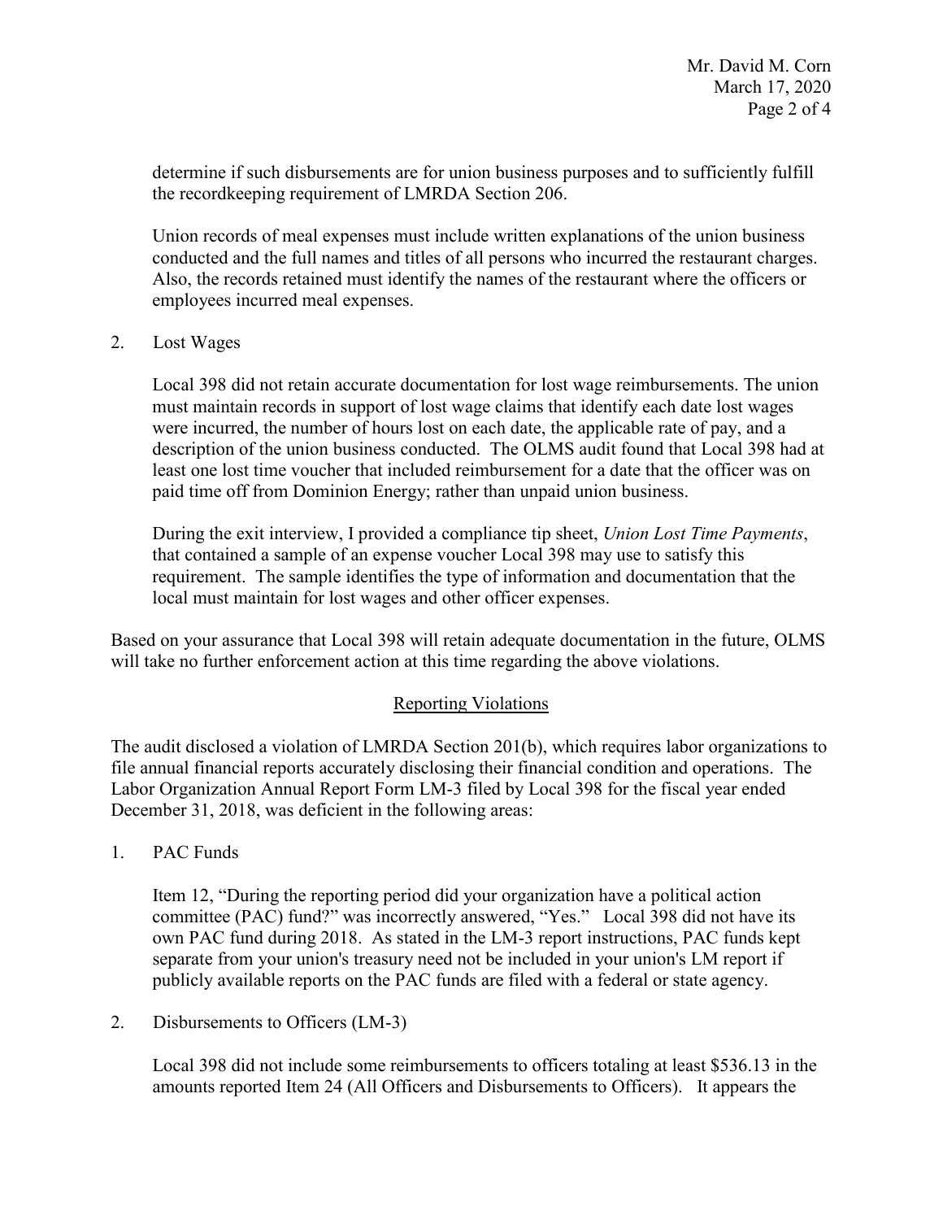determine if such disbursements are for union business purposes and to sufficiently fulfill the recordkeeping requirement of LMRDA Section 206.

Union records of meal expenses must include written explanations of the union business conducted and the full names and titles of all persons who incurred the restaurant charges. Also, the records retained must identify the names of the restaurant where the officers or employees incurred meal expenses.

2. Lost Wages

Local 398 did not retain accurate documentation for lost wage reimbursements. The union must maintain records in support of lost wage claims that identify each date lost wages were incurred, the number of hours lost on each date, the applicable rate of pay, and a description of the union business conducted. The OLMS audit found that Local 398 had at least one lost time voucher that included reimbursement for a date that the officer was on paid time off from Dominion Energy; rather than unpaid union business.

During the exit interview, I provided a compliance tip sheet, *Union Lost Time Payments*, that contained a sample of an expense voucher Local 398 may use to satisfy this requirement. The sample identifies the type of information and documentation that the local must maintain for lost wages and other officer expenses.

Based on your assurance that Local 398 will retain adequate documentation in the future, OLMS will take no further enforcement action at this time regarding the above violations.

## Reporting Violations

The audit disclosed a violation of LMRDA Section 201(b), which requires labor organizations to file annual financial reports accurately disclosing their financial condition and operations. The Labor Organization Annual Report Form LM-3 filed by Local 398 for the fiscal year ended December 31, 2018, was deficient in the following areas:

1. PAC Funds

Item 12, "During the reporting period did your organization have a political action committee (PAC) fund?" was incorrectly answered, "Yes." Local 398 did not have its own PAC fund during 2018. As stated in the LM-3 report instructions, PAC funds kept separate from your union's treasury need not be included in your union's LM report if publicly available reports on the PAC funds are filed with a federal or state agency.

2. Disbursements to Officers (LM-3)

Local 398 did not include some reimbursements to officers totaling at least $536.13 in the amounts reported Item 24 (All Officers and Disbursements to Officers). It appears the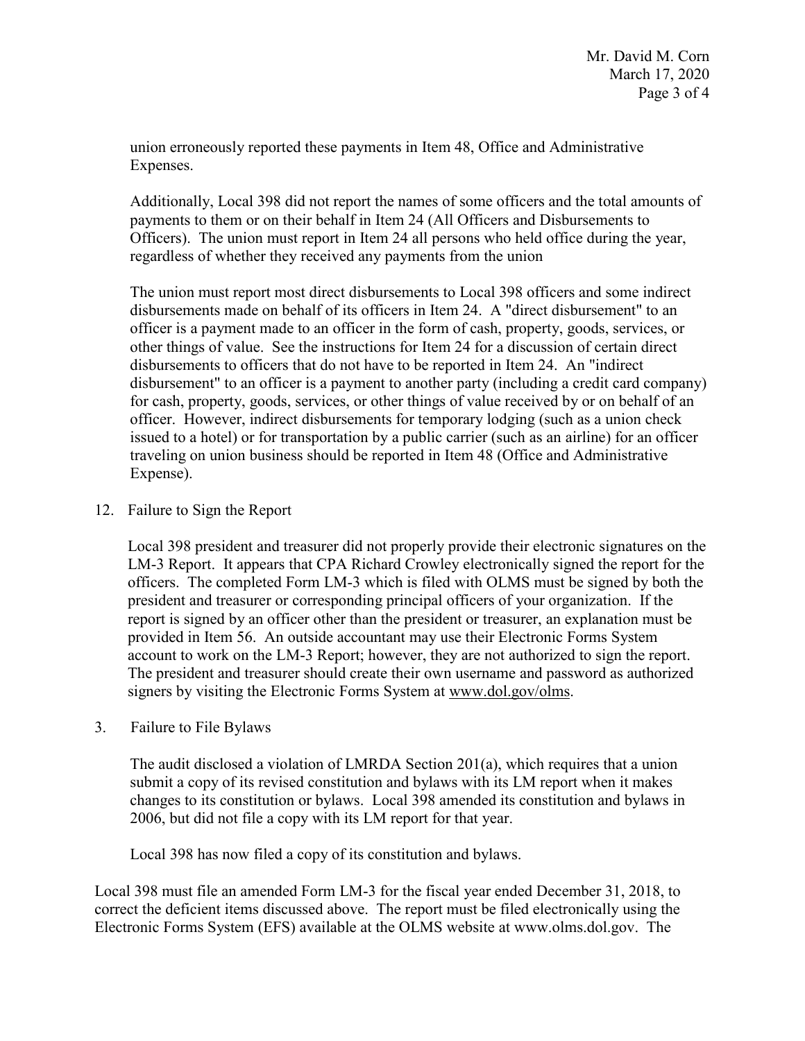union erroneously reported these payments in Item 48, Office and Administrative Expenses.

Additionally, Local 398 did not report the names of some officers and the total amounts of payments to them or on their behalf in Item 24 (All Officers and Disbursements to Officers). The union must report in Item 24 all persons who held office during the year, regardless of whether they received any payments from the union

The union must report most direct disbursements to Local 398 officers and some indirect disbursements made on behalf of its officers in Item 24. A "direct disbursement" to an officer is a payment made to an officer in the form of cash, property, goods, services, or other things of value. See the instructions for Item 24 for a discussion of certain direct disbursements to officers that do not have to be reported in Item 24. An "indirect disbursement" to an officer is a payment to another party (including a credit card company) for cash, property, goods, services, or other things of value received by or on behalf of an officer. However, indirect disbursements for temporary lodging (such as a union check issued to a hotel) or for transportation by a public carrier (such as an airline) for an officer traveling on union business should be reported in Item 48 (Office and Administrative Expense).

12. Failure to Sign the Report

Local 398 president and treasurer did not properly provide their electronic signatures on the LM-3 Report. It appears that CPA Richard Crowley electronically signed the report for the officers. The completed Form LM-3 which is filed with OLMS must be signed by both the president and treasurer or corresponding principal officers of your organization. If the report is signed by an officer other than the president or treasurer, an explanation must be provided in Item 56. An outside accountant may use their Electronic Forms System account to work on the LM-3 Report; however, they are not authorized to sign the report. The president and treasurer should create their own username and password as authorized signers by visiting the Electronic Forms System at www.dol.gov/olms.

3. Failure to File Bylaws

The audit disclosed a violation of LMRDA Section 201(a), which requires that a union submit a copy of its revised constitution and bylaws with its LM report when it makes changes to its constitution or bylaws. Local 398 amended its constitution and bylaws in 2006, but did not file a copy with its LM report for that year.

Local 398 has now filed a copy of its constitution and bylaws.

Local 398 must file an amended Form LM-3 for the fiscal year ended December 31, 2018, to correct the deficient items discussed above. The report must be filed electronically using the Electronic Forms System (EFS) available at the OLMS website at www.olms.dol.gov. The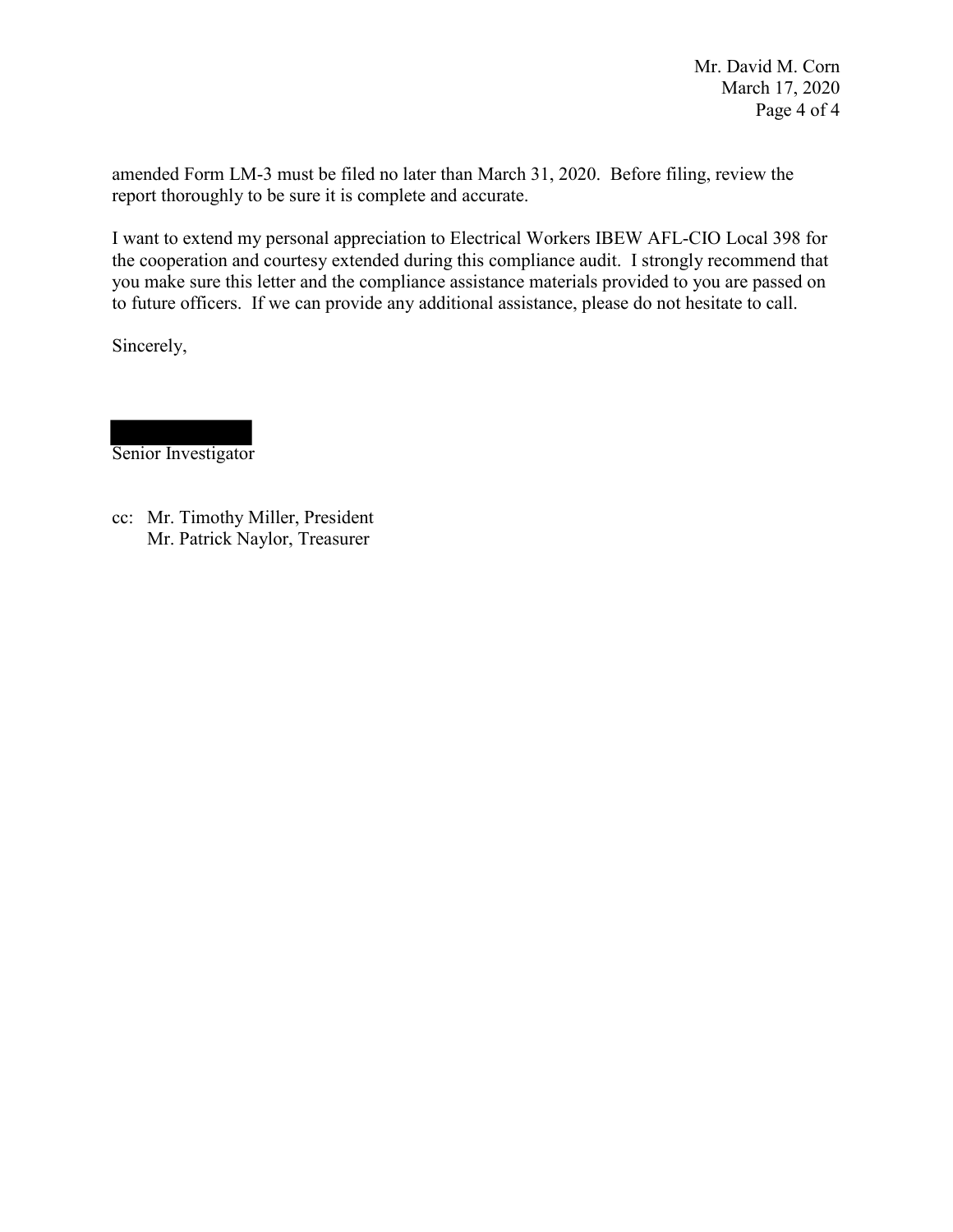amended Form LM-3 must be filed no later than March 31, 2020. Before filing, review the report thoroughly to be sure it is complete and accurate.

I want to extend my personal appreciation to Electrical Workers IBEW AFL-CIO Local 398 for the cooperation and courtesy extended during this compliance audit. I strongly recommend that you make sure this letter and the compliance assistance materials provided to you are passed on to future officers. If we can provide any additional assistance, please do not hesitate to call.

Sincerely,

Senior Investigator

cc: Mr. Timothy Miller, President
Mr. Patrick Naylor, Treasurer